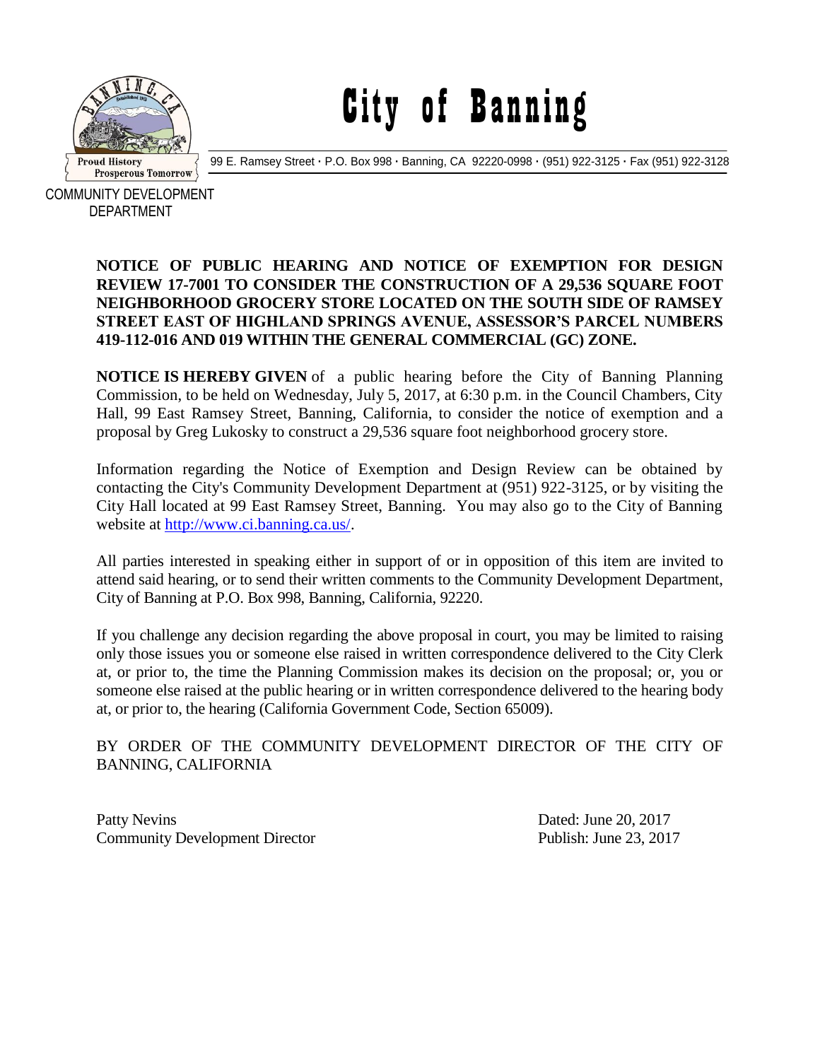# City of Banning

99 E. Ramsey Street · P.O. Box 998 · Banning, CA 92220-0998 · (951) 922-3125 · Fax (951) 922-3128

COMMUNITY DEVELOPMENT DEPARTMENT

**NOTICE OF PUBLIC HEARING AND NOTICE OF EXEMPTION FOR DESIGN REVIEW 17-7001 TO CONSIDER THE CONSTRUCTION OF A 29,536 SQUARE FOOT NEIGHBORHOOD GROCERY STORE LOCATED ON THE SOUTH SIDE OF RAMSEY STREET EAST OF HIGHLAND SPRINGS AVENUE, ASSESSOR'S PARCEL NUMBERS 419-112-016 AND 019 WITHIN THE GENERAL COMMERCIAL (GC) ZONE.**

**NOTICE IS HEREBY GIVEN** of a public hearing before the City of Banning Planning Commission, to be held on Wednesday, July 5, 2017, at 6:30 p.m. in the Council Chambers, City Hall, 99 East Ramsey Street, Banning, California, to consider the notice of exemption and a proposal by Greg Lukosky to construct a 29,536 square foot neighborhood grocery store.

Information regarding the Notice of Exemption and Design Review can be obtained by contacting the City's Community Development Department at (951) 922-3125, or by visiting the City Hall located at 99 East Ramsey Street, Banning. You may also go to the City of Banning website at http://www.ci.banning.ca.us/.

All parties interested in speaking either in support of or in opposition of this item are invited to attend said hearing, or to send their written comments to the Community Development Department, City of Banning at P.O. Box 998, Banning, California, 92220.

If you challenge any decision regarding the above proposal in court, you may be limited to raising only those issues you or someone else raised in written correspondence delivered to the City Clerk at, or prior to, the time the Planning Commission makes its decision on the proposal; or, you or someone else raised at the public hearing or in written correspondence delivered to the hearing body at, or prior to, the hearing (California Government Code, Section 65009).

BY ORDER OF THE COMMUNITY DEVELOPMENT DIRECTOR OF THE CITY OF BANNING, CALIFORNIA

Patty Nevins
Community Development Director

Dated: June 20, 2017
Publish: June 23, 2017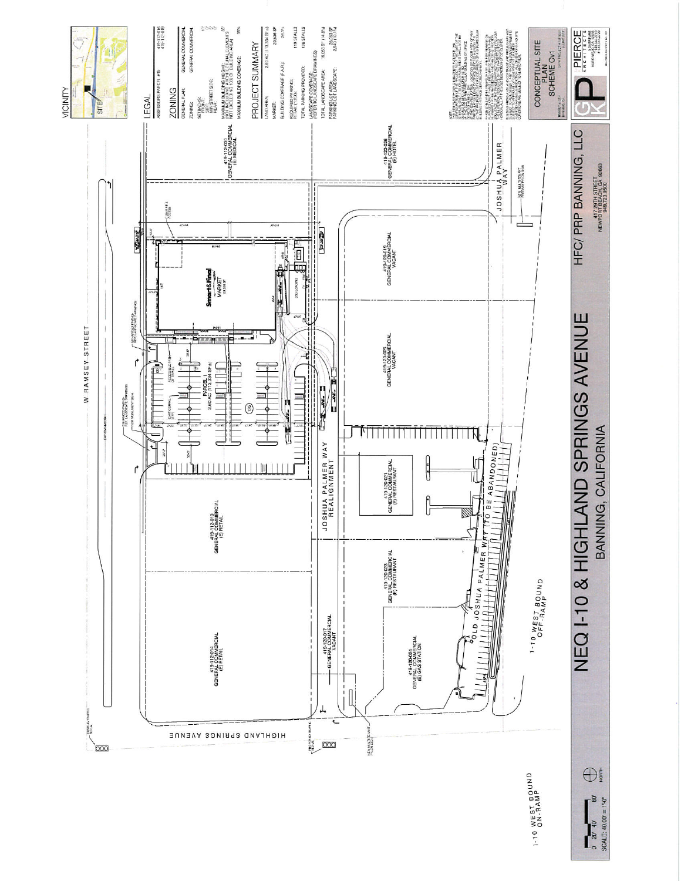# NEQ I-10 & HIGHLAND SPRINGS AVENUE

BANNING, CALIFORNIA

HFC/ PRP BANNING, LLC

417 29TH STREET
NEWPORT BEACH, CA 92663
949.723.9600

## CONCEPTUAL SITE PLAN SCHEME Cv1

PIERCE ARCHITECTS

VICINITY

SITE

## LEGAL

ASSESSORS PARCEL #S: 419-112-016, 419-112-019

## ZONING

GENERAL PLAN: GENERAL COMMERCIAL

ZONING: GENERAL COMMERCIAL

SETBACKS:
FRONT:
SIDE:
NOT STREET SIDE:
REAR:

MAXIMUM BUILDING HEIGHT: (NOT INCLUDING ARCHITECTURAL ELEMENTS NOT EXCEEDING 10% OF BUILDING AREA) 50'

MAXIMUM BUILDING COVERAGE: 35%

## PROJECT SUMMARY

| | |
|---|---|
| LAND AREA: | 2.60 AC (113,334 SF±) |
| MARKET: | 29,536 SF |
| BUILDING COVERAGE (F.A.R.): | 26.1% |
| REQUIRED PARKING: RETAIL (1/250) | 119 STALLS |
| TOTAL PARKING PROVIDED: | 126 STALLS |
| LANDSCAPE COVERAGE: (REFER TO LANDSCAPE DRAWINGS) | |
| TOTAL LANDSCAPE AREA: | 16,053 SF (14.2%) |
| PARKING LOT AREA: PARKING LOT LANDSCAPE: | 29,053 SF / 2,540 (10.1%) |

W RAMSEY STREET

HIGHLAND SPRINGS AVENUE

JOSHUA PALMER WAY REALIGNMENT

JOSHUA PALMER WAY

OLD JOSHUA PALMER WAY TO BE ABANDONED

I-10 WEST BOUND OFF-RAMP

I-10 WEST BOUND ON-RAMP

Smart&Final MARKET 29,536 SF

PARCEL 1
2.60 AC (113,334 SF±)

(126)

419-112-010
GENERAL COMMERCIAL
(E) RETAIL

419-112-014
GENERAL COMMERCIAL
(E) RETAIL

419-112-030
GENERAL COMMERCIAL
(E) MEDICAL

419-120-026
GENERAL COMMERCIAL
(E) HOTEL

419-120-019
GENERAL COMMERCIAL
VACANT

419-120-025
GENERAL COMMERCIAL
VACANT

419-120-021
GENERAL COMMERCIAL
(E) RESTAURANT

419-120-023
GENERAL COMMERCIAL
(E) RESTAURANT

419-120-017
GENERAL COMMERCIAL
VACANT

419-120-024
GENERAL COMMERCIAL
(E) GAS STATION

EXISTING TRAFFIC SIGNAL

PROPOSED TRAFFIC SIGNAL

EXISTING MEDIAN

SCALE: 40.00' = 1'-0"

0 20' 40' 80'

NORTH